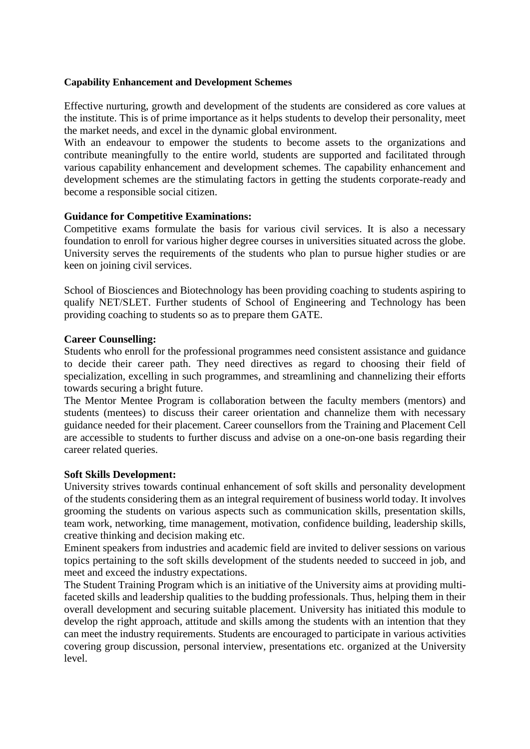**Capability Enhancement and Development Schemes**

Effective nurturing, growth and development of the students are considered as core values at the institute. This is of prime importance as it helps students to develop their personality, meet the market needs, and excel in the dynamic global environment.

With an endeavour to empower the students to become assets to the organizations and contribute meaningfully to the entire world, students are supported and facilitated through various capability enhancement and development schemes. The capability enhancement and development schemes are the stimulating factors in getting the students corporate-ready and become a responsible social citizen.

**Guidance for Competitive Examinations:**

Competitive exams formulate the basis for various civil services. It is also a necessary foundation to enroll for various higher degree courses in universities situated across the globe. University serves the requirements of the students who plan to pursue higher studies or are keen on joining civil services.

School of Biosciences and Biotechnology has been providing coaching to students aspiring to qualify NET/SLET. Further students of School of Engineering and Technology has been providing coaching to students so as to prepare them GATE.

**Career Counselling:**

Students who enroll for the professional programmes need consistent assistance and guidance to decide their career path. They need directives as regard to choosing their field of specialization, excelling in such programmes, and streamlining and channelizing their efforts towards securing a bright future.

The Mentor Mentee Program is collaboration between the faculty members (mentors) and students (mentees) to discuss their career orientation and channelize them with necessary guidance needed for their placement. Career counsellors from the Training and Placement Cell are accessible to students to further discuss and advise on a one-on-one basis regarding their career related queries.

**Soft Skills Development:**

University strives towards continual enhancement of soft skills and personality development of the students considering them as an integral requirement of business world today. It involves grooming the students on various aspects such as communication skills, presentation skills, team work, networking, time management, motivation, confidence building, leadership skills, creative thinking and decision making etc.

Eminent speakers from industries and academic field are invited to deliver sessions on various topics pertaining to the soft skills development of the students needed to succeed in job, and meet and exceed the industry expectations.

The Student Training Program which is an initiative of the University aims at providing multi-faceted skills and leadership qualities to the budding professionals. Thus, helping them in their overall development and securing suitable placement. University has initiated this module to develop the right approach, attitude and skills among the students with an intention that they can meet the industry requirements. Students are encouraged to participate in various activities covering group discussion, personal interview, presentations etc. organized at the University level.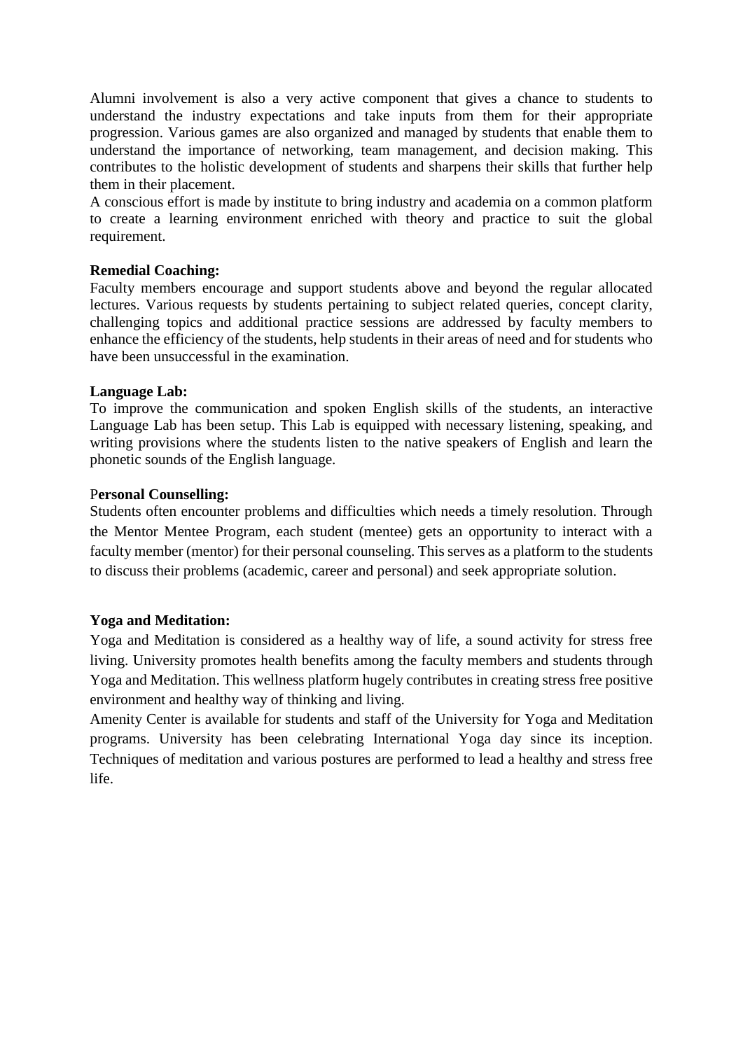Alumni involvement is also a very active component that gives a chance to students to understand the industry expectations and take inputs from them for their appropriate progression. Various games are also organized and managed by students that enable them to understand the importance of networking, team management, and decision making. This contributes to the holistic development of students and sharpens their skills that further help them in their placement.

A conscious effort is made by institute to bring industry and academia on a common platform to create a learning environment enriched with theory and practice to suit the global requirement.

**Remedial Coaching:**

Faculty members encourage and support students above and beyond the regular allocated lectures. Various requests by students pertaining to subject related queries, concept clarity, challenging topics and additional practice sessions are addressed by faculty members to enhance the efficiency of the students, help students in their areas of need and for students who have been unsuccessful in the examination.

**Language Lab:**

To improve the communication and spoken English skills of the students, an interactive Language Lab has been setup. This Lab is equipped with necessary listening, speaking, and writing provisions where the students listen to the native speakers of English and learn the phonetic sounds of the English language.

**Personal Counselling:**

Students often encounter problems and difficulties which needs a timely resolution. Through the Mentor Mentee Program, each student (mentee) gets an opportunity to interact with a faculty member (mentor) for their personal counseling. This serves as a platform to the students to discuss their problems (academic, career and personal) and seek appropriate solution.

**Yoga and Meditation:**

Yoga and Meditation is considered as a healthy way of life, a sound activity for stress free living. University promotes health benefits among the faculty members and students through Yoga and Meditation. This wellness platform hugely contributes in creating stress free positive environment and healthy way of thinking and living.

Amenity Center is available for students and staff of the University for Yoga and Meditation programs. University has been celebrating International Yoga day since its inception. Techniques of meditation and various postures are performed to lead a healthy and stress free life.